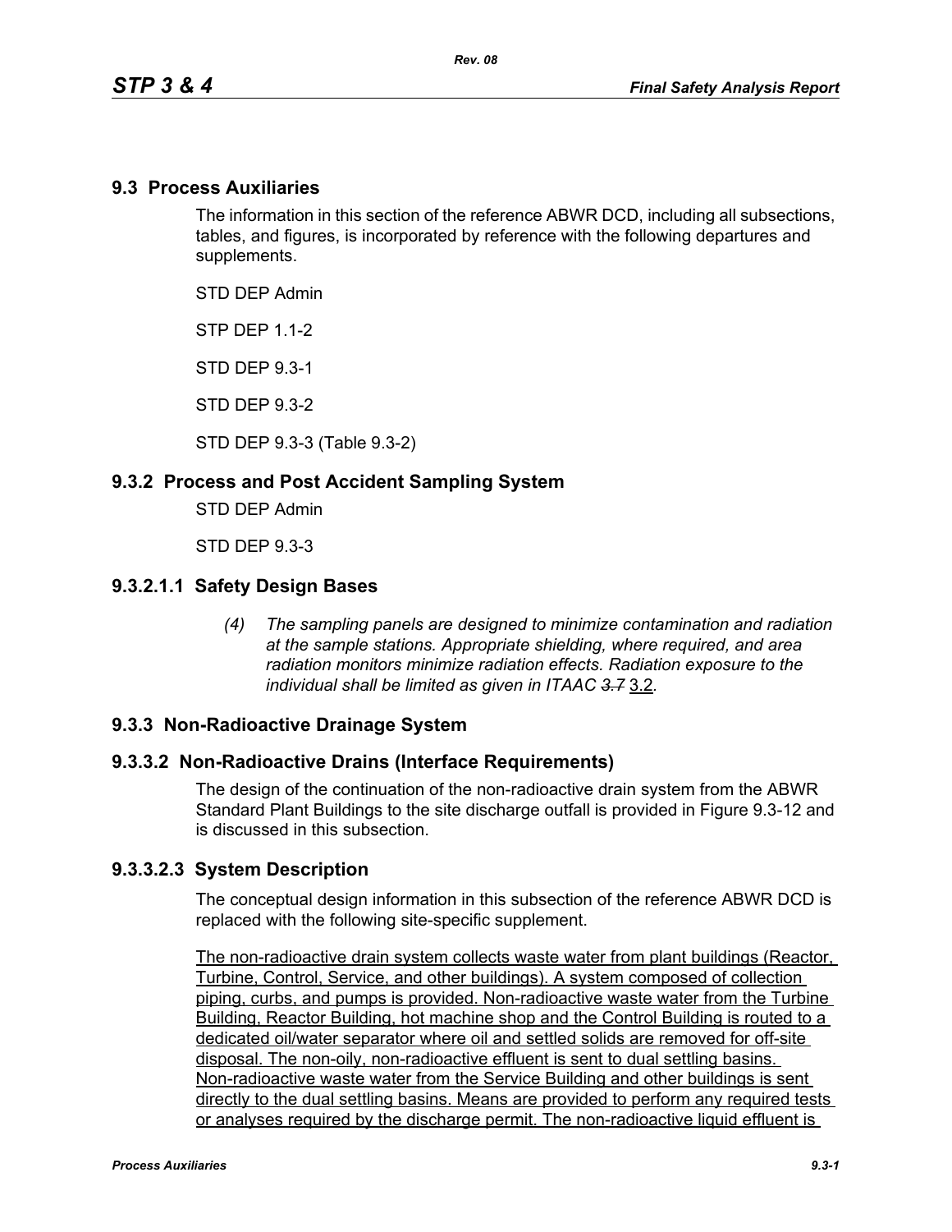## 9.3 Process Auxiliaries

The information in this section of the reference ABWR DCD, including all subsections, tables, and figures, is incorporated by reference with the following departures and supplements.

STD DEP Admin

STP DEP 1.1-2

STD DEP 9.3-1

STD DEP 9.3-2

STD DEP 9.3-3 (Table 9.3-2)

## 9.3.2 Process and Post Accident Sampling System

STD DEP Admin

STD DEP 9.3-3

### 9.3.2.1.1 Safety Design Bases

*(4) The sampling panels are designed to minimize contamination and radiation at the sample stations. Appropriate shielding, where required, and area radiation monitors minimize radiation effects. Radiation exposure to the individual shall be limited as given in ITAAC ~~3.7~~* <u>3.2</u>.

## 9.3.3 Non-Radioactive Drainage System

### 9.3.3.2 Non-Radioactive Drains (Interface Requirements)

The design of the continuation of the non-radioactive drain system from the ABWR Standard Plant Buildings to the site discharge outfall is provided in Figure 9.3-12 and is discussed in this subsection.

### 9.3.3.2.3 System Description

The conceptual design information in this subsection of the reference ABWR DCD is replaced with the following site-specific supplement.

<u>The non-radioactive drain system collects waste water from plant buildings (Reactor, Turbine, Control, Service, and other buildings). A system composed of collection piping, curbs, and pumps is provided. Non-radioactive waste water from the Turbine Building, Reactor Building, hot machine shop and the Control Building is routed to a dedicated oil/water separator where oil and settled solids are removed for off-site disposal. The non-oily, non-radioactive effluent is sent to dual settling basins. Non-radioactive waste water from the Service Building and other buildings is sent directly to the dual settling basins. Means are provided to perform any required tests or analyses required by the discharge permit. The non-radioactive liquid effluent is</u>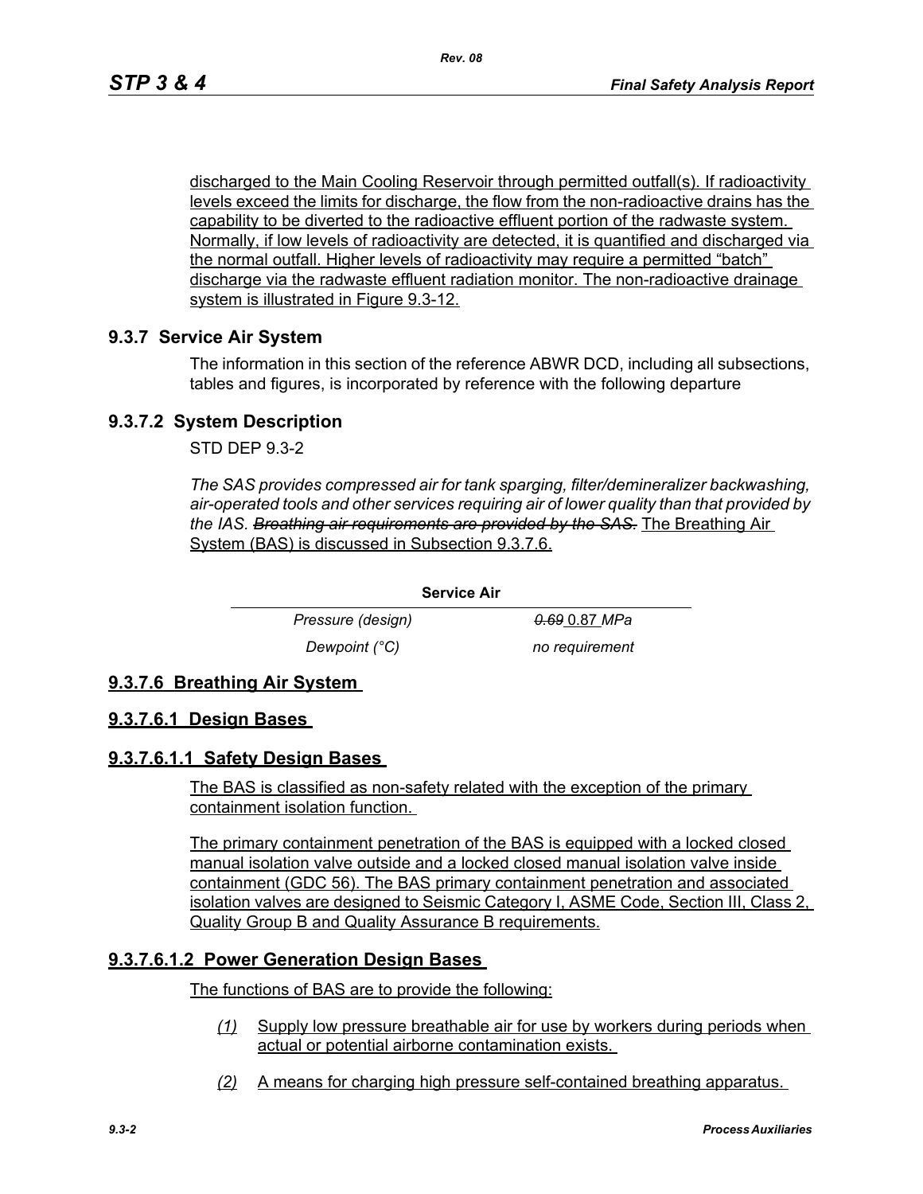discharged to the Main Cooling Reservoir through permitted outfall(s). If radioactivity levels exceed the limits for discharge, the flow from the non-radioactive drains has the capability to be diverted to the radioactive effluent portion of the radwaste system. Normally, if low levels of radioactivity are detected, it is quantified and discharged via the normal outfall. Higher levels of radioactivity may require a permitted "batch" discharge via the radwaste effluent radiation monitor. The non-radioactive drainage system is illustrated in Figure 9.3-12.

## 9.3.7 Service Air System

The information in this section of the reference ABWR DCD, including all subsections, tables and figures, is incorporated by reference with the following departure

## 9.3.7.2 System Description

STD DEP 9.3-2

*The SAS provides compressed air for tank sparging, filter/demineralizer backwashing, air-operated tools and other services requiring air of lower quality than that provided by the IAS. ~~Breathing air requirements are provided by the SAS.~~* The Breathing Air System (BAS) is discussed in Subsection 9.3.7.6.

| Service Air | |
|---|---|
| *Pressure (design)* | *~~0.69~~* 0.87 *MPa* |
| *Dewpoint (°C)* | *no requirement* |

## 9.3.7.6 Breathing Air System

## 9.3.7.6.1 Design Bases

## 9.3.7.6.1.1 Safety Design Bases

The BAS is classified as non-safety related with the exception of the primary containment isolation function.

The primary containment penetration of the BAS is equipped with a locked closed manual isolation valve outside and a locked closed manual isolation valve inside containment (GDC 56). The BAS primary containment penetration and associated isolation valves are designed to Seismic Category I, ASME Code, Section III, Class 2, Quality Group B and Quality Assurance B requirements.

## 9.3.7.6.1.2 Power Generation Design Bases

The functions of BAS are to provide the following:

*(1)* Supply low pressure breathable air for use by workers during periods when actual or potential airborne contamination exists.

*(2)* A means for charging high pressure self-contained breathing apparatus.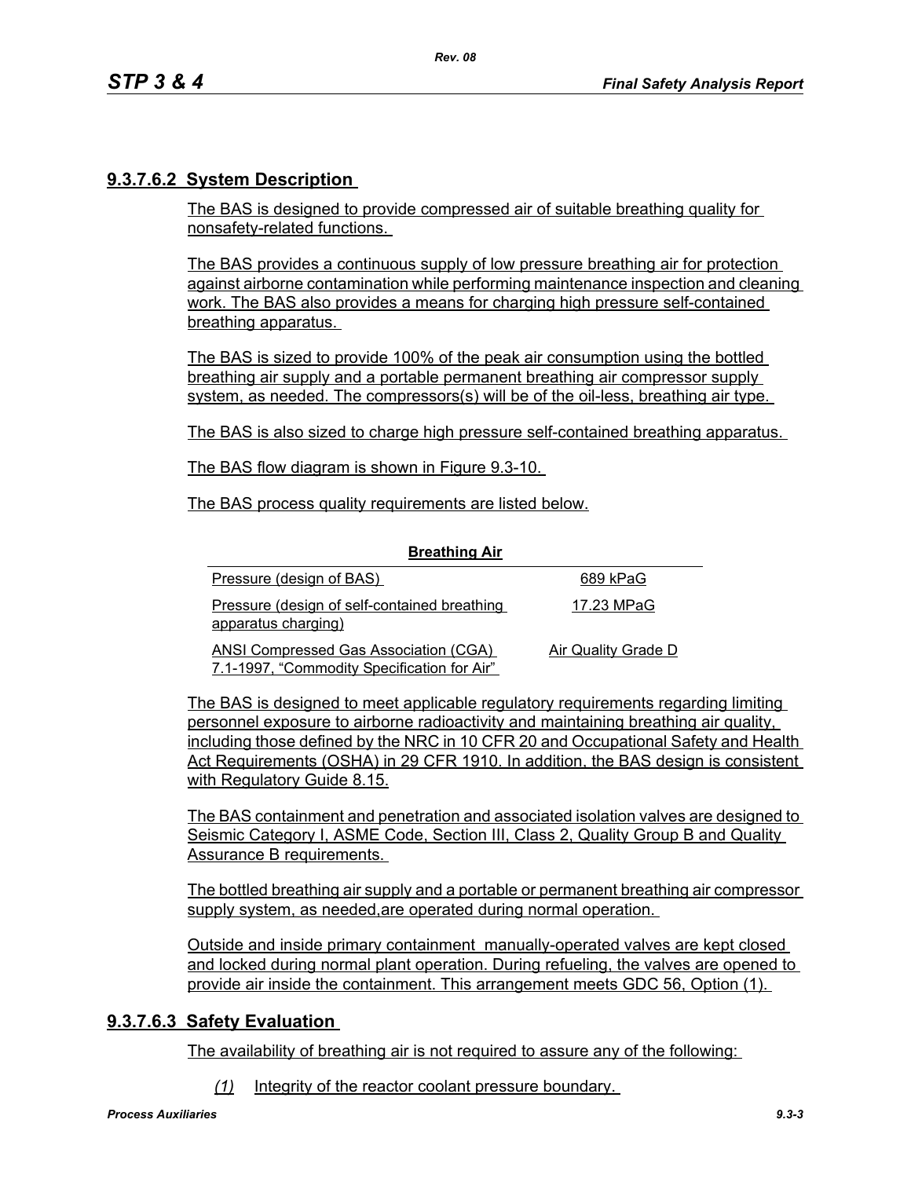### 9.3.7.6.2 System Description

The BAS is designed to provide compressed air of suitable breathing quality for nonsafety-related functions.

The BAS provides a continuous supply of low pressure breathing air for protection against airborne contamination while performing maintenance inspection and cleaning work. The BAS also provides a means for charging high pressure self-contained breathing apparatus.

The BAS is sized to provide 100% of the peak air consumption using the bottled breathing air supply and a portable permanent breathing air compressor supply system, as needed. The compressors(s) will be of the oil-less, breathing air type.

The BAS is also sized to charge high pressure self-contained breathing apparatus.

The BAS flow diagram is shown in Figure 9.3-10.

The BAS process quality requirements are listed below.

**Breathing Air**

| | |
|---|---|
| Pressure (design of BAS) | 689 kPaG |
| Pressure (design of self-contained breathing apparatus charging) | 17.23 MPaG |
| ANSI Compressed Gas Association (CGA) 7.1-1997, "Commodity Specification for Air" | Air Quality Grade D |

The BAS is designed to meet applicable regulatory requirements regarding limiting personnel exposure to airborne radioactivity and maintaining breathing air quality, including those defined by the NRC in 10 CFR 20 and Occupational Safety and Health Act Requirements (OSHA) in 29 CFR 1910. In addition, the BAS design is consistent with Regulatory Guide 8.15.

The BAS containment and penetration and associated isolation valves are designed to Seismic Category I, ASME Code, Section III, Class 2, Quality Group B and Quality Assurance B requirements.

The bottled breathing air supply and a portable or permanent breathing air compressor supply system, as needed,are operated during normal operation.

Outside and inside primary containment manually-operated valves are kept closed and locked during normal plant operation. During refueling, the valves are opened to provide air inside the containment. This arrangement meets GDC 56, Option (1).

### 9.3.7.6.3 Safety Evaluation

The availability of breathing air is not required to assure any of the following:

*(1)* Integrity of the reactor coolant pressure boundary.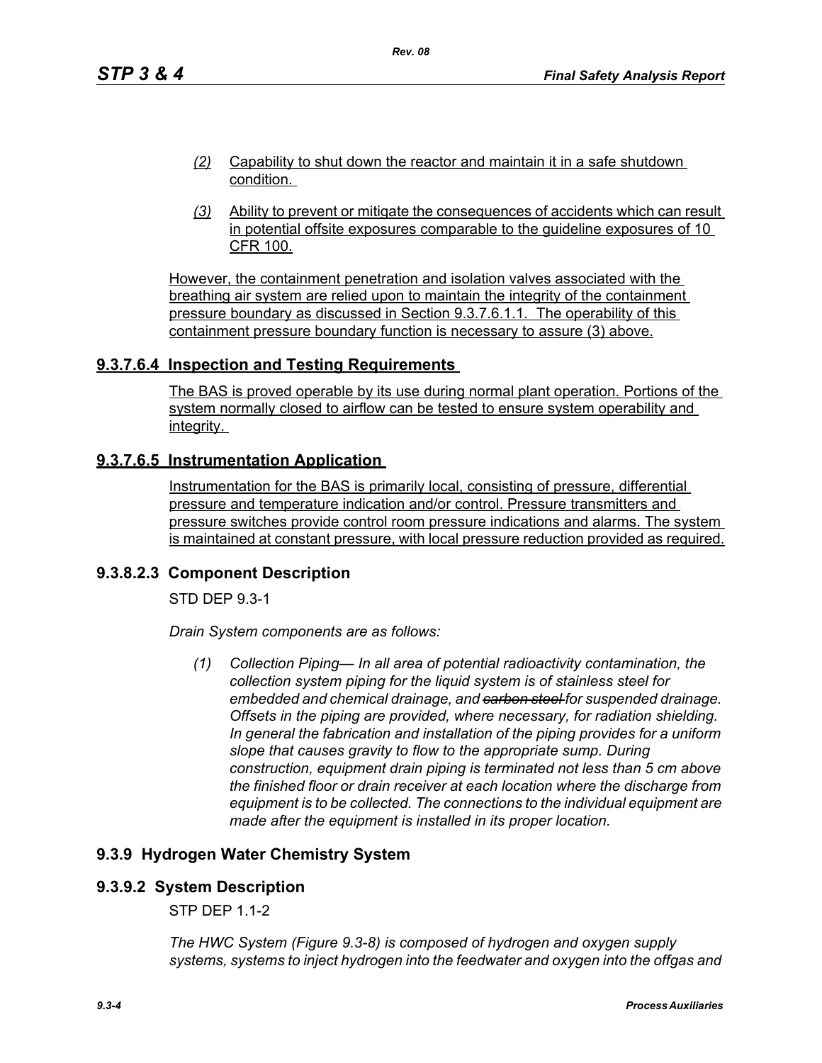*(2)* Capability to shut down the reactor and maintain it in a safe shutdown condition.

*(3)* Ability to prevent or mitigate the consequences of accidents which can result in potential offsite exposures comparable to the guideline exposures of 10 CFR 100.

However, the containment penetration and isolation valves associated with the breathing air system are relied upon to maintain the integrity of the containment pressure boundary as discussed in Section 9.3.7.6.1.1. The operability of this containment pressure boundary function is necessary to assure (3) above.

## 9.3.7.6.4 Inspection and Testing Requirements

The BAS is proved operable by its use during normal plant operation. Portions of the system normally closed to airflow can be tested to ensure system operability and integrity.

## 9.3.7.6.5 Instrumentation Application

Instrumentation for the BAS is primarily local, consisting of pressure, differential pressure and temperature indication and/or control. Pressure transmitters and pressure switches provide control room pressure indications and alarms. The system is maintained at constant pressure, with local pressure reduction provided as required.

## 9.3.8.2.3 Component Description

STD DEP 9.3-1

*Drain System components are as follows:*

*(1) Collection Piping— In all area of potential radioactivity contamination, the collection system piping for the liquid system is of stainless steel for embedded and chemical drainage, and ~~carbon steel~~ for suspended drainage. Offsets in the piping are provided, where necessary, for radiation shielding. In general the fabrication and installation of the piping provides for a uniform slope that causes gravity to flow to the appropriate sump. During construction, equipment drain piping is terminated not less than 5 cm above the finished floor or drain receiver at each location where the discharge from equipment is to be collected. The connections to the individual equipment are made after the equipment is installed in its proper location.*

## 9.3.9 Hydrogen Water Chemistry System

## 9.3.9.2 System Description

STP DEP 1.1-2

*The HWC System (Figure 9.3-8) is composed of hydrogen and oxygen supply systems, systems to inject hydrogen into the feedwater and oxygen into the offgas and*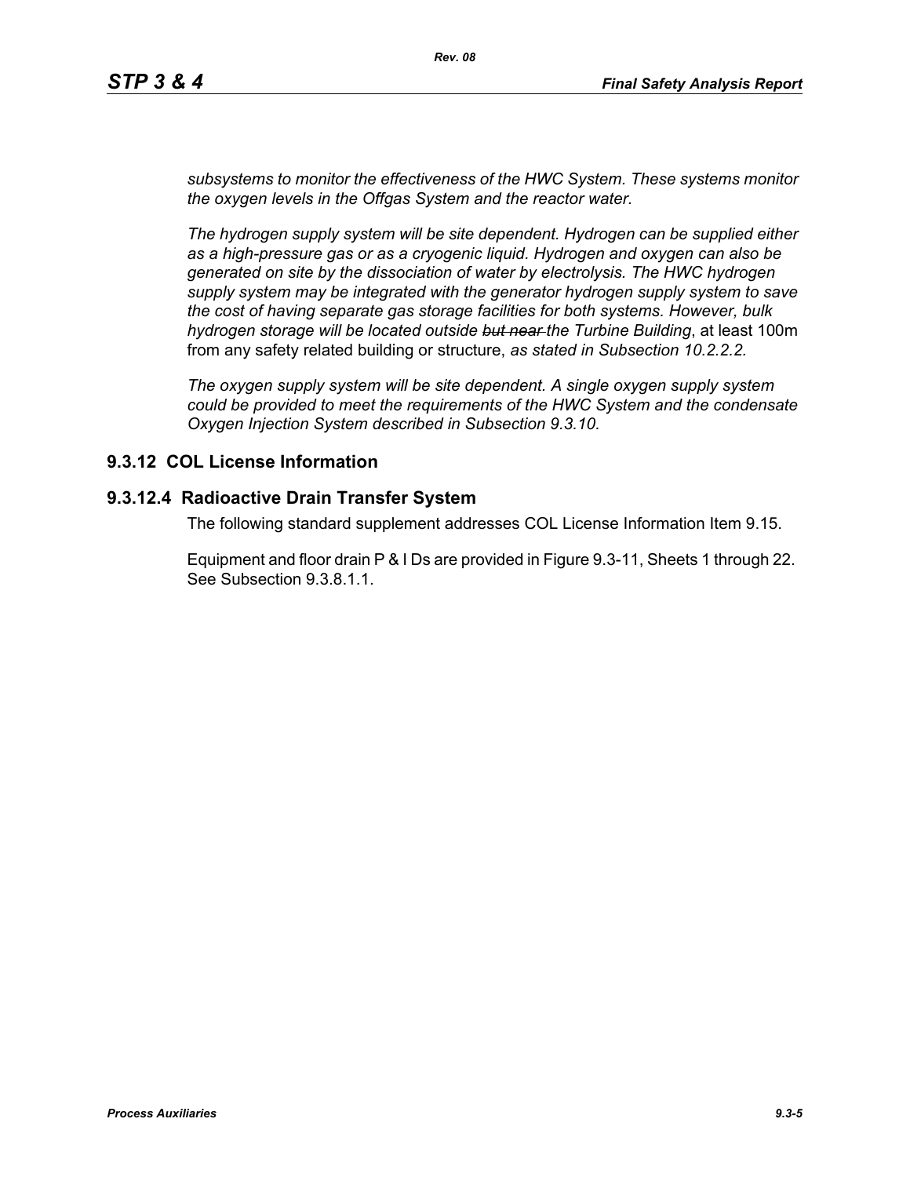*subsystems to monitor the effectiveness of the HWC System. These systems monitor the oxygen levels in the Offgas System and the reactor water.*

*The hydrogen supply system will be site dependent. Hydrogen can be supplied either as a high-pressure gas or as a cryogenic liquid. Hydrogen and oxygen can also be generated on site by the dissociation of water by electrolysis. The HWC hydrogen supply system may be integrated with the generator hydrogen supply system to save the cost of having separate gas storage facilities for both systems. However, bulk hydrogen storage will be located outside ~~but near~~ the Turbine Building*, at least 100m from any safety related building or structure, *as stated in Subsection 10.2.2.2.*

*The oxygen supply system will be site dependent. A single oxygen supply system could be provided to meet the requirements of the HWC System and the condensate Oxygen Injection System described in Subsection 9.3.10.*

## 9.3.12 COL License Information

### 9.3.12.4 Radioactive Drain Transfer System

The following standard supplement addresses COL License Information Item 9.15.

Equipment and floor drain P & I Ds are provided in Figure 9.3-11, Sheets 1 through 22. See Subsection 9.3.8.1.1.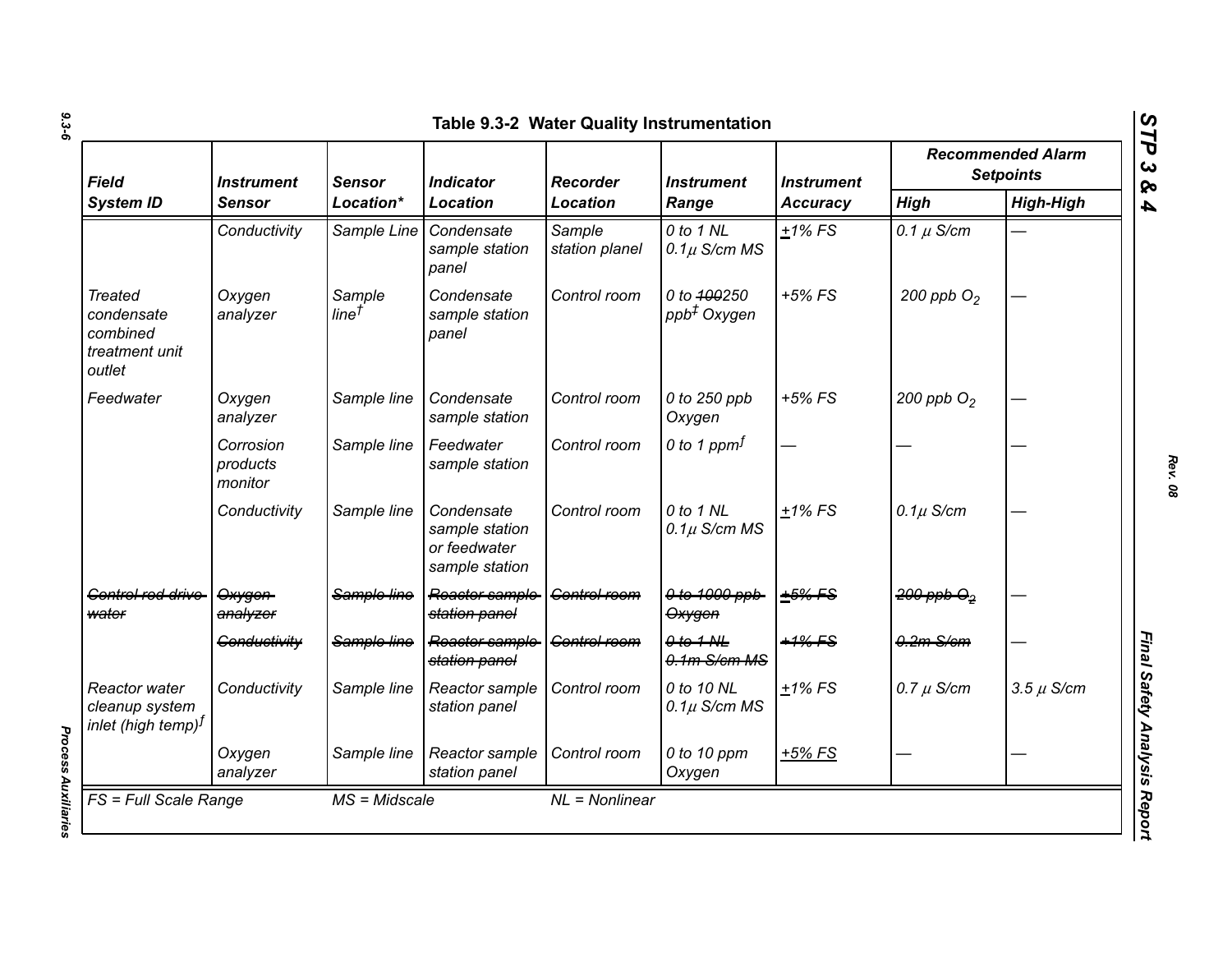Table 9.3-2 Water Quality Instrumentation

| *Field System ID* | *Instrument Sensor* | *Sensor Location** | *Indicator Location* | *Recorder Location* | *Instrument Range* | *Instrument Accuracy* | *Recommended Alarm Setpoints* | |
|---|---|---|---|---|---|---|---|---|
| | | | | | | | *High* | *High-High* |
| | *Conductivity* | *Sample Line* | *Condensate sample station panel* | *Sample station planel* | *0 to 1 NL 0.1μ S/cm MS* | *±1% FS* | *0.1 μ S/cm* | — |
| *Treated condensate combined treatment unit outlet* | *Oxygen analyzer* | *Sample line†* | *Condensate sample station panel* | *Control room* | *0 to ~~100~~250 ppb‡ Oxygen* | *+5% FS* | *200 ppb $O_2$* | — |
| *Feedwater* | *Oxygen analyzer* | *Sample line* | *Condensate sample station* | *Control room* | *0 to 250 ppb Oxygen* | *+5% FS* | *200 ppb $O_2$* | — |
| | *Corrosion products monitor* | *Sample line* | *Feedwater sample station* | *Control room* | *0 to 1 ppmf* | — | — | — |
| | *Conductivity* | *Sample line* | *Condensate sample station or feedwater sample station* | *Control room* | *0 to 1 NL 0.1μ S/cm MS* | *±1% FS* | *0.1μ S/cm* | — |
| ~~*Control rod drive water*~~ | ~~*Oxygen analyzer*~~ | ~~*Sample line*~~ | ~~*Reactor sample station panel*~~ | ~~*Control room*~~ | ~~*0 to 1000 ppb Oxygen*~~ | ~~*±5% FS*~~ | ~~*200 ppb $O_2$*~~ | — |
| | ~~*Conductivity*~~ | ~~*Sample line*~~ | ~~*Reactor sample station panel*~~ | ~~*Control room*~~ | ~~*0 to 1 NL 0.1m S/cm MS*~~ | ~~*±1% FS*~~ | ~~*0.2m S/cm*~~ | — |
| *Reactor water cleanup system inlet (high temp)f* | *Conductivity* | *Sample line* | *Reactor sample station panel* | *Control room* | *0 to 10 NL 0.1μ S/cm MS* | *±1% FS* | *0.7 μ S/cm* | *3.5 μ S/cm* |
| | *Oxygen analyzer* | *Sample line* | *Reactor sample station panel* | *Control room* | *0 to 10 ppm Oxygen* | *+5% FS* | — | — |

*FS = Full Scale Range* *MS = Midscale* *NL = Nonlinear*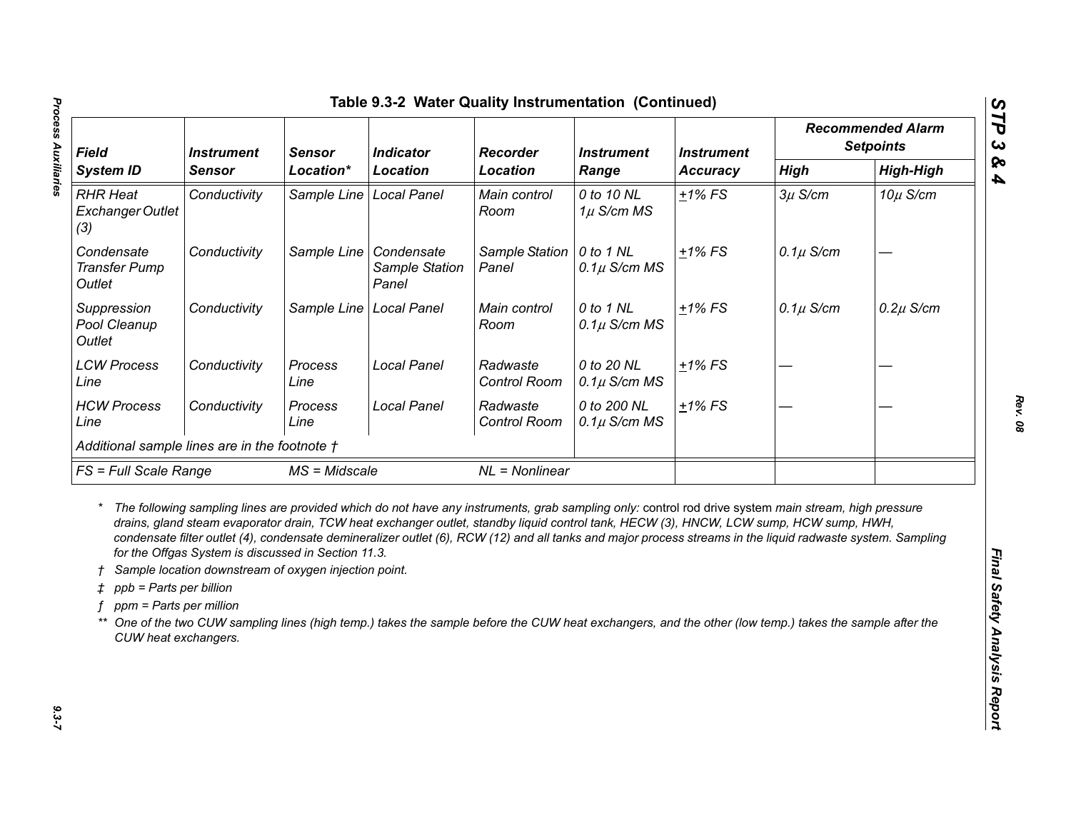## Table 9.3-2 Water Quality Instrumentation (Continued)

| Field System ID | Instrument Sensor | Sensor Location* | Indicator Location | Recorder Location | Instrument Range | Instrument Accuracy | Recommended Alarm Setpoints | |
|---|---|---|---|---|---|---|---|---|
| | | | | | | | High | High-High |
| RHR Heat Exchanger Outlet (3) | Conductivity | Sample Line | Local Panel | Main control Room | 0 to 10 NL 1μ S/cm MS | ±1% FS | 3μ S/cm | 10μ S/cm |
| Condensate Transfer Pump Outlet | Conductivity | Sample Line | Condensate Sample Station Panel | Sample Station Panel | 0 to 1 NL 0.1μ S/cm MS | ±1% FS | 0.1μ S/cm | — |
| Suppression Pool Cleanup Outlet | Conductivity | Sample Line | Local Panel | Main control Room | 0 to 1 NL 0.1μ S/cm MS | ±1% FS | 0.1μ S/cm | 0.2μ S/cm |
| LCW Process Line | Conductivity | Process Line | Local Panel | Radwaste Control Room | 0 to 20 NL 0.1μ S/cm MS | ±1% FS | — | — |
| HCW Process Line | Conductivity | Process Line | Local Panel | Radwaste Control Room | 0 to 200 NL 0.1μ S/cm MS | ±1% FS | — | — |
| Additional sample lines are in the footnote † | | | | | | | | |
| FS = Full Scale Range | | MS = Midscale | | NL = Nonlinear | | | | |

\* The following sampling lines are provided which do not have any instruments, grab sampling only: control rod drive system main stream, high pressure drains, gland steam evaporator drain, TCW heat exchanger outlet, standby liquid control tank, HECW (3), HNCW, LCW sump, HCW sump, HWH, condensate filter outlet (4), condensate demineralizer outlet (6), RCW (12) and all tanks and major process streams in the liquid radwaste system. Sampling for the Offgas System is discussed in Section 11.3.

† Sample location downstream of oxygen injection point.

‡ ppb = Parts per billion

ƒ ppm = Parts per million

\*\* One of the two CUW sampling lines (high temp.) takes the sample before the CUW heat exchangers, and the other (low temp.) takes the sample after the CUW heat exchangers.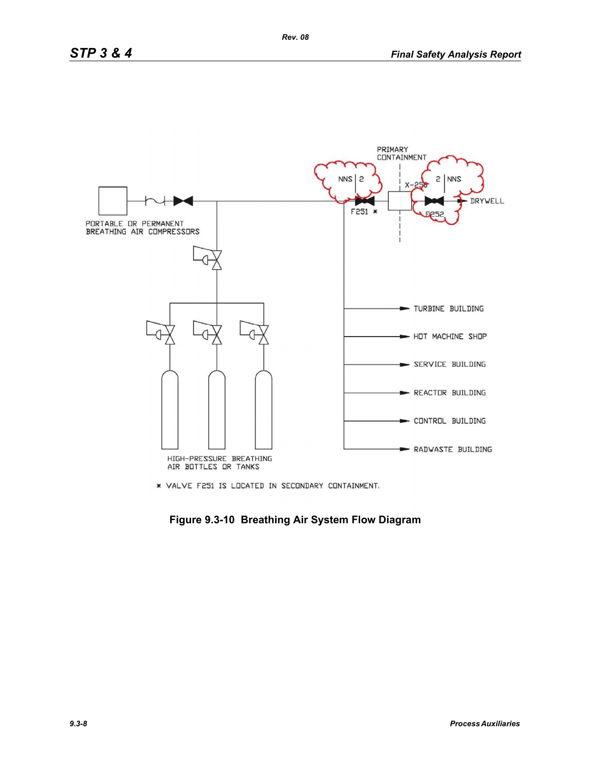PRIMARY CONTAINMENT

NNS | 2

2 | NNS

X-250

F251 *

F252

DRYWELL

PORTABLE OR PERMANENT BREATHING AIR COMPRESSORS

TURBINE BUILDING

HOT MACHINE SHOP

SERVICE BUILDING

REACTOR BUILDING

CONTROL BUILDING

RADWASTE BUILDING

HIGH-PRESSURE BREATHING AIR BOTTLES OR TANKS

* VALVE F251 IS LOCATED IN SECONDARY CONTAINMENT.

**Figure 9.3-10 Breathing Air System Flow Diagram**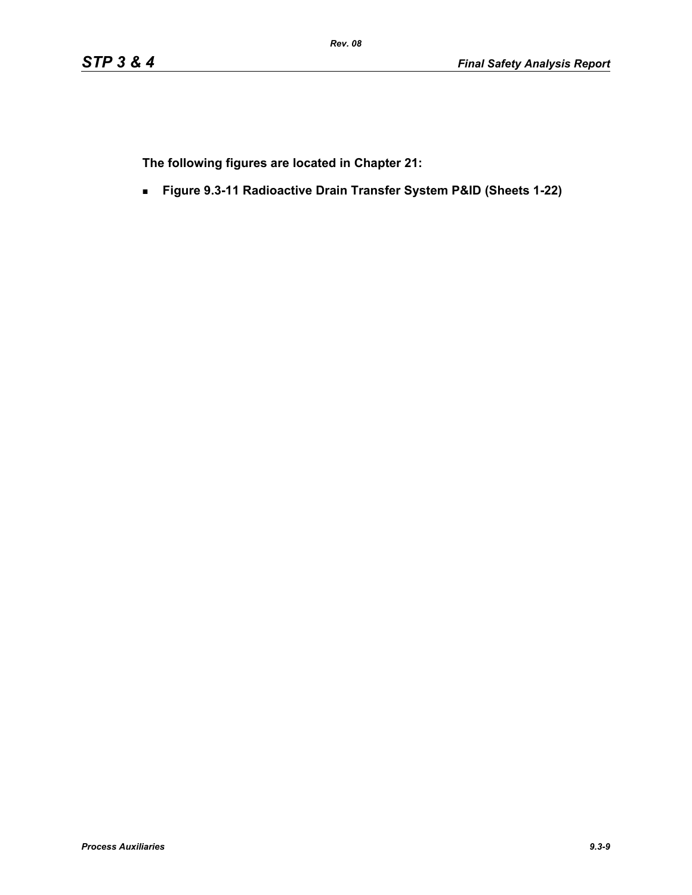**The following figures are located in Chapter 21:**

- **Figure 9.3-11 Radioactive Drain Transfer System P&ID (Sheets 1-22)**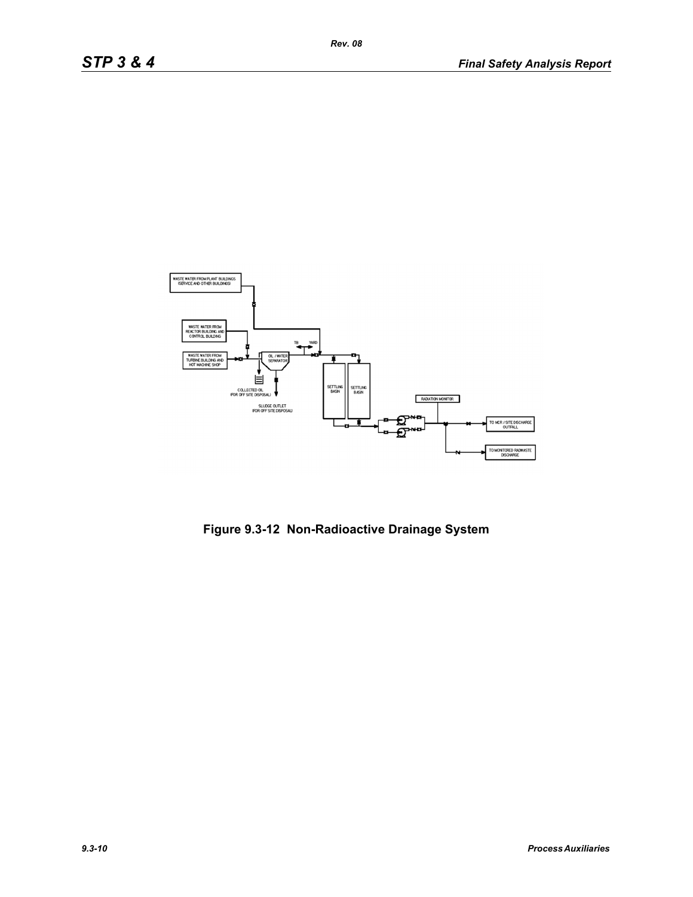WASTE WATER FROM PLANT BUILDINGS (SERVICE AND OTHER BUILDINGS)

WASTE WATER FROM REACTOR BUILDING AND CONTROL BUILDING

WASTE WATER FROM TURBINE BUILDING AND HOT MACHINE SHOP

OIL / WATER SEPARATOR

TB

YARD

COLLECTED OIL (FOR OFF SITE DISPOSAL)

SLUDGE OUTLET (FOR OFF SITE DISPOSAL)

SETTLING BASIN

SETTLING BASIN

RADIATION MONITOR

TO MCR / SITE DISCHARGE OUTFALL

TO MONITORED RADWASTE DISCHARGE

**Figure 9.3-12 Non-Radioactive Drainage System**